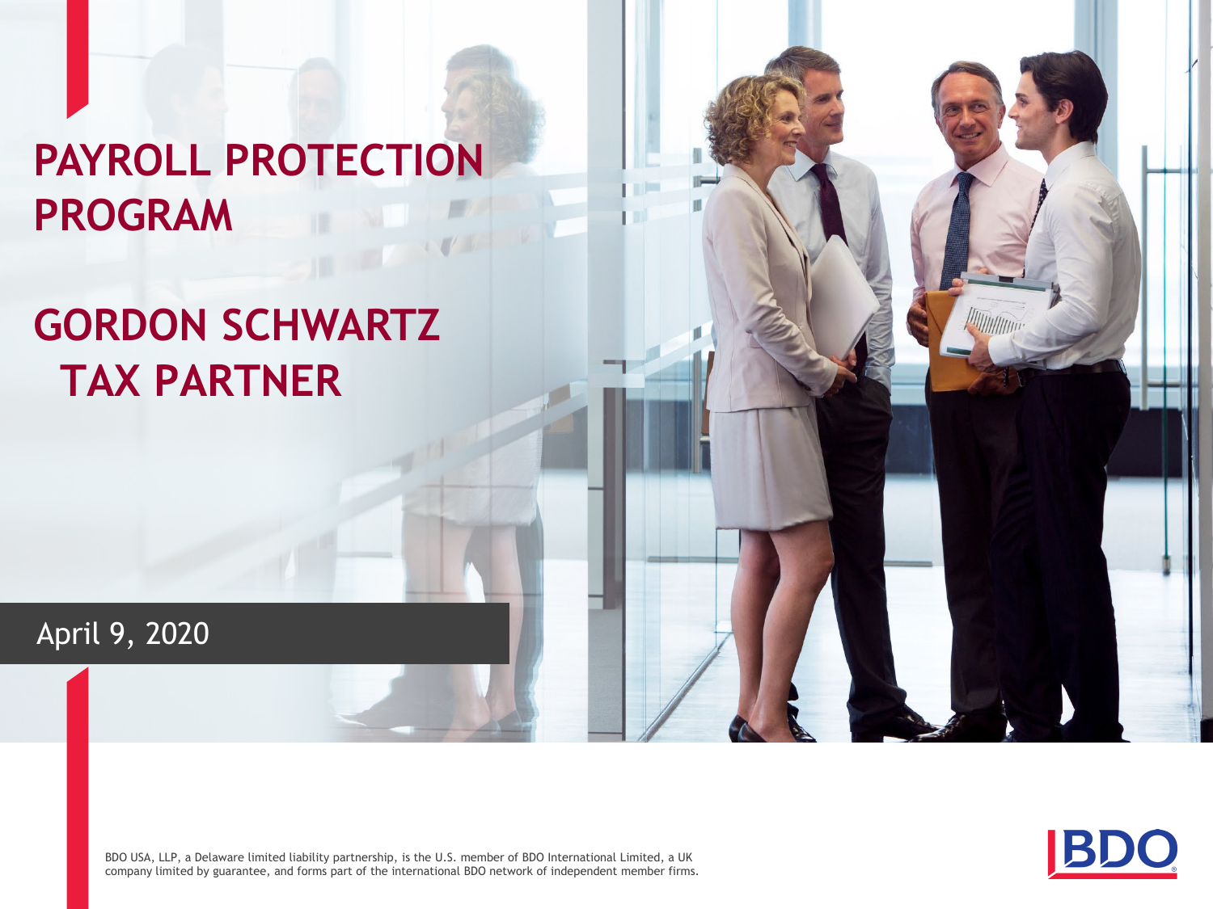# PAYROLL PROTECTION PROGRAM

## GORDON SCHWARTZ
## TAX PARTNER

April 9, 2020

BDO USA, LLP, a Delaware limited liability partnership, is the U.S. member of BDO International Limited, a UK company limited by guarantee, and forms part of the international BDO network of independent member firms.

BDO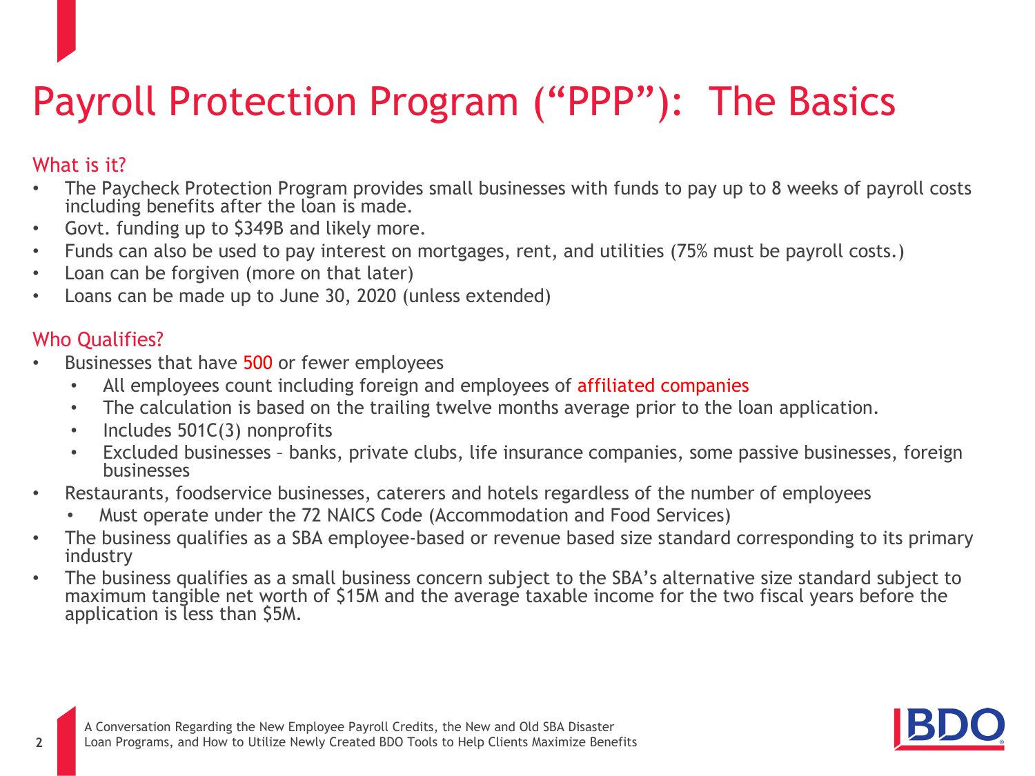# Payroll Protection Program ("PPP"): The Basics

## What is it?

- The Paycheck Protection Program provides small businesses with funds to pay up to 8 weeks of payroll costs including benefits after the loan is made.
- Govt. funding up to $349B and likely more.
- Funds can also be used to pay interest on mortgages, rent, and utilities (75% must be payroll costs.)
- Loan can be forgiven (more on that later)
- Loans can be made up to June 30, 2020 (unless extended)

## Who Qualifies?

- Businesses that have 500 or fewer employees
  - All employees count including foreign and employees of affiliated companies
  - The calculation is based on the trailing twelve months average prior to the loan application.
  - Includes 501C(3) nonprofits
  - Excluded businesses – banks, private clubs, life insurance companies, some passive businesses, foreign businesses
- Restaurants, foodservice businesses, caterers and hotels regardless of the number of employees
  - Must operate under the 72 NAICS Code (Accommodation and Food Services)
- The business qualifies as a SBA employee-based or revenue based size standard corresponding to its primary industry
- The business qualifies as a small business concern subject to the SBA's alternative size standard subject to maximum tangible net worth of $15M and the average taxable income for the two fiscal years before the application is less than $5M.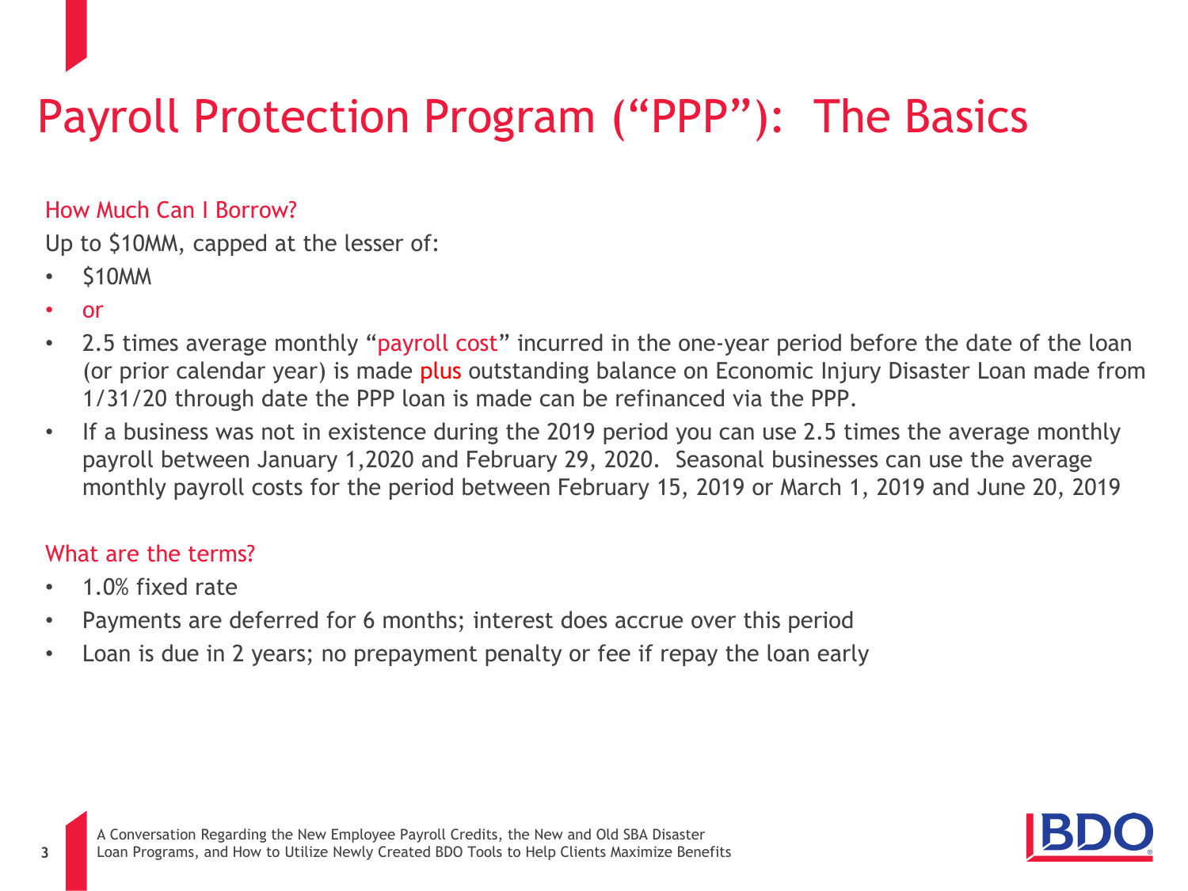# Payroll Protection Program ("PPP"): The Basics

## How Much Can I Borrow?

Up to $10MM, capped at the lesser of:

- $10MM
- or
- 2.5 times average monthly "payroll cost" incurred in the one-year period before the date of the loan (or prior calendar year) is made plus outstanding balance on Economic Injury Disaster Loan made from 1/31/20 through date the PPP loan is made can be refinanced via the PPP.
- If a business was not in existence during the 2019 period you can use 2.5 times the average monthly payroll between January 1,2020 and February 29, 2020. Seasonal businesses can use the average monthly payroll costs for the period between February 15, 2019 or March 1, 2019 and June 20, 2019

## What are the terms?

- 1.0% fixed rate
- Payments are deferred for 6 months; interest does accrue over this period
- Loan is due in 2 years; no prepayment penalty or fee if repay the loan early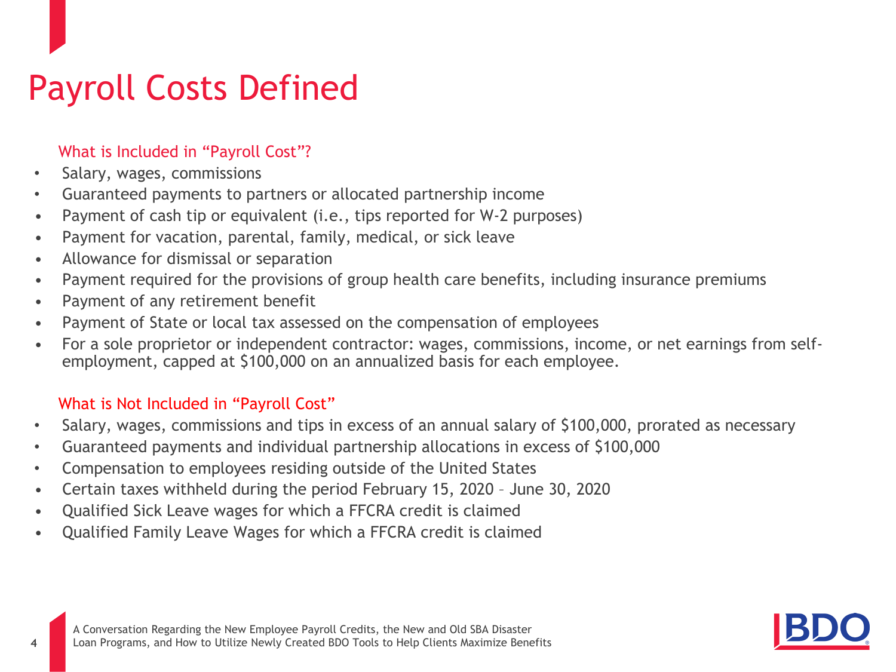# Payroll Costs Defined

### What is Included in "Payroll Cost"?

- Salary, wages, commissions
- Guaranteed payments to partners or allocated partnership income
- Payment of cash tip or equivalent (i.e., tips reported for W-2 purposes)
- Payment for vacation, parental, family, medical, or sick leave
- Allowance for dismissal or separation
- Payment required for the provisions of group health care benefits, including insurance premiums
- Payment of any retirement benefit
- Payment of State or local tax assessed on the compensation of employees
- For a sole proprietor or independent contractor: wages, commissions, income, or net earnings from self-employment, capped at $100,000 on an annualized basis for each employee.

### What is Not Included in "Payroll Cost"

- Salary, wages, commissions and tips in excess of an annual salary of $100,000, prorated as necessary
- Guaranteed payments and individual partnership allocations in excess of $100,000
- Compensation to employees residing outside of the United States
- Certain taxes withheld during the period February 15, 2020 – June 30, 2020
- Qualified Sick Leave wages for which a FFCRA credit is claimed
- Qualified Family Leave Wages for which a FFCRA credit is claimed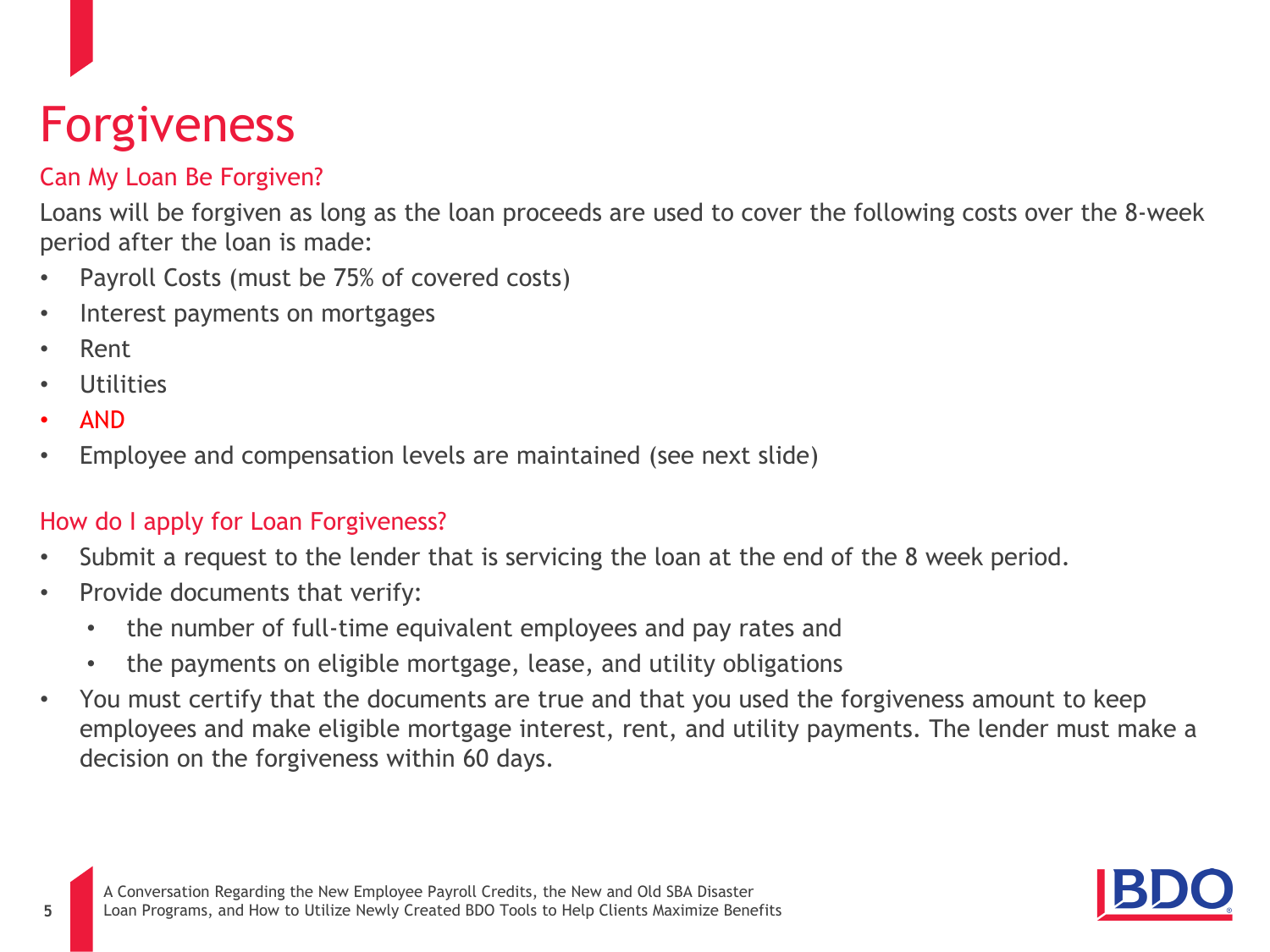# Forgiveness

## Can My Loan Be Forgiven?

Loans will be forgiven as long as the loan proceeds are used to cover the following costs over the 8-week period after the loan is made:

- Payroll Costs (must be 75% of covered costs)
- Interest payments on mortgages
- Rent
- Utilities
- AND
- Employee and compensation levels are maintained (see next slide)

## How do I apply for Loan Forgiveness?

- Submit a request to the lender that is servicing the loan at the end of the 8 week period.
- Provide documents that verify:
  - the number of full-time equivalent employees and pay rates and
  - the payments on eligible mortgage, lease, and utility obligations
- You must certify that the documents are true and that you used the forgiveness amount to keep employees and make eligible mortgage interest, rent, and utility payments. The lender must make a decision on the forgiveness within 60 days.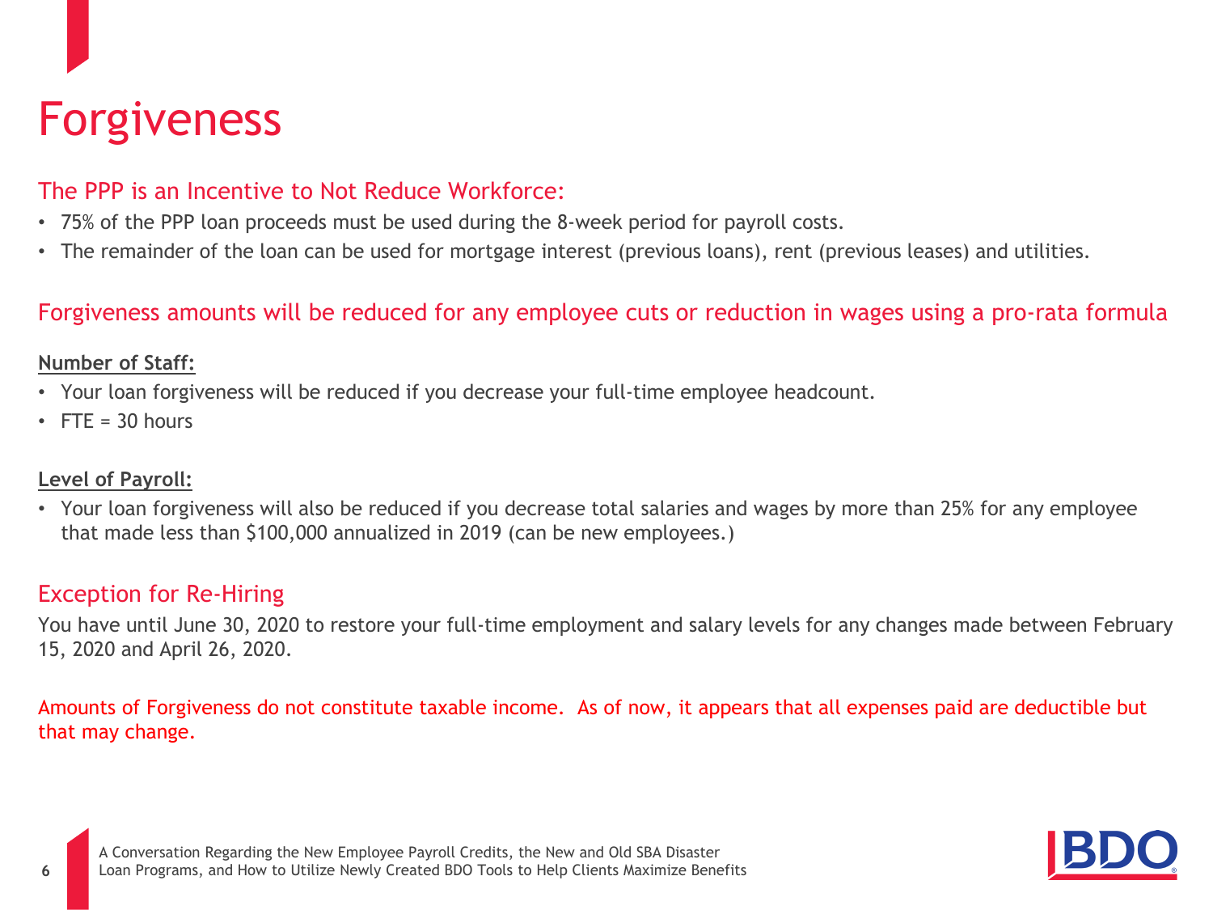# Forgiveness

## The PPP is an Incentive to Not Reduce Workforce:

- 75% of the PPP loan proceeds must be used during the 8-week period for payroll costs.
- The remainder of the loan can be used for mortgage interest (previous loans), rent (previous leases) and utilities.

## Forgiveness amounts will be reduced for any employee cuts or reduction in wages using a pro-rata formula

**Number of Staff:**

- Your loan forgiveness will be reduced if you decrease your full-time employee headcount.
- FTE = 30 hours

**Level of Payroll:**

- Your loan forgiveness will also be reduced if you decrease total salaries and wages by more than 25% for any employee that made less than $100,000 annualized in 2019 (can be new employees.)

## Exception for Re-Hiring

You have until June 30, 2020 to restore your full-time employment and salary levels for any changes made between February 15, 2020 and April 26, 2020.

Amounts of Forgiveness do not constitute taxable income. As of now, it appears that all expenses paid are deductible but that may change.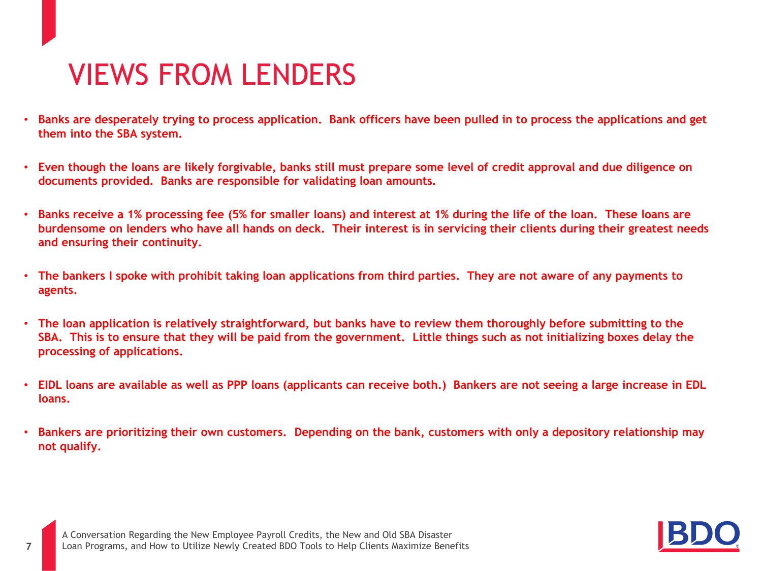# VIEWS FROM LENDERS

- **Banks are desperately trying to process application. Bank officers have been pulled in to process the applications and get them into the SBA system.**
- **Even though the loans are likely forgivable, banks still must prepare some level of credit approval and due diligence on documents provided. Banks are responsible for validating loan amounts.**
- **Banks receive a 1% processing fee (5% for smaller loans) and interest at 1% during the life of the loan. These loans are burdensome on lenders who have all hands on deck. Their interest is in servicing their clients during their greatest needs and ensuring their continuity.**
- **The bankers I spoke with prohibit taking loan applications from third parties. They are not aware of any payments to agents.**
- **The loan application is relatively straightforward, but banks have to review them thoroughly before submitting to the SBA. This is to ensure that they will be paid from the government. Little things such as not initializing boxes delay the processing of applications.**
- **EIDL loans are available as well as PPP loans (applicants can receive both.) Bankers are not seeing a large increase in EDL loans.**
- **Bankers are prioritizing their own customers. Depending on the bank, customers with only a depository relationship may not qualify.**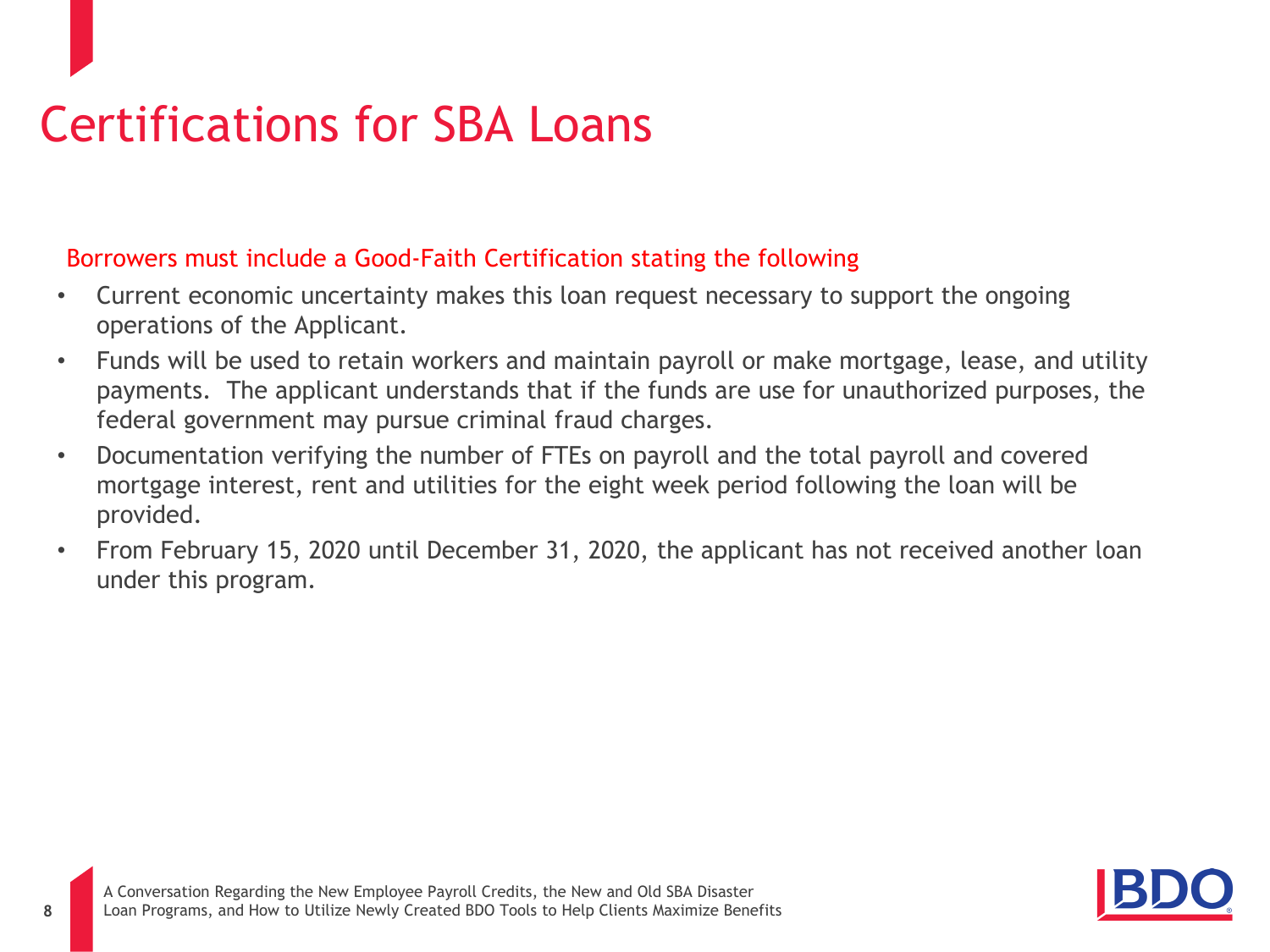# Certifications for SBA Loans

Borrowers must include a Good-Faith Certification stating the following

- Current economic uncertainty makes this loan request necessary to support the ongoing operations of the Applicant.
- Funds will be used to retain workers and maintain payroll or make mortgage, lease, and utility payments. The applicant understands that if the funds are use for unauthorized purposes, the federal government may pursue criminal fraud charges.
- Documentation verifying the number of FTEs on payroll and the total payroll and covered mortgage interest, rent and utilities for the eight week period following the loan will be provided.
- From February 15, 2020 until December 31, 2020, the applicant has not received another loan under this program.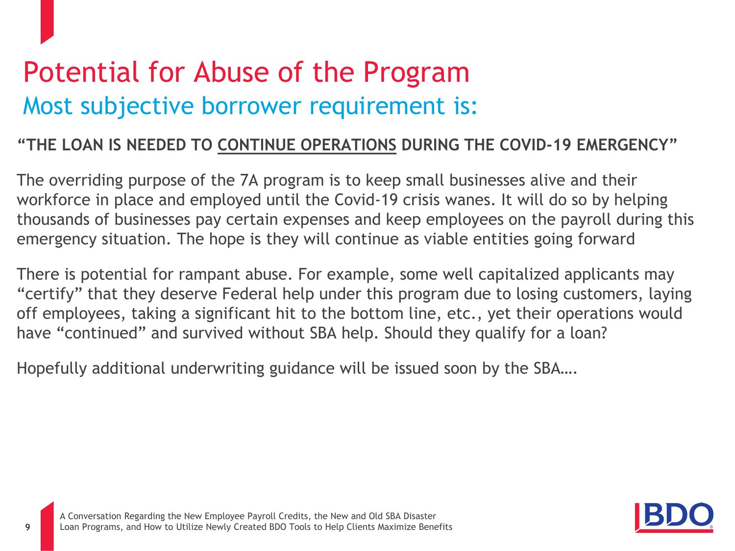# Potential for Abuse of the Program

## Most subjective borrower requirement is:

**"THE LOAN IS NEEDED TO <u>CONTINUE OPERATIONS</u> DURING THE COVID-19 EMERGENCY"**

The overriding purpose of the 7A program is to keep small businesses alive and their workforce in place and employed until the Covid-19 crisis wanes. It will do so by helping thousands of businesses pay certain expenses and keep employees on the payroll during this emergency situation. The hope is they will continue as viable entities going forward

There is potential for rampant abuse. For example, some well capitalized applicants may "certify" that they deserve Federal help under this program due to losing customers, laying off employees, taking a significant hit to the bottom line, etc., yet their operations would have "continued" and survived without SBA help. Should they qualify for a loan?

Hopefully additional underwriting guidance will be issued soon by the SBA….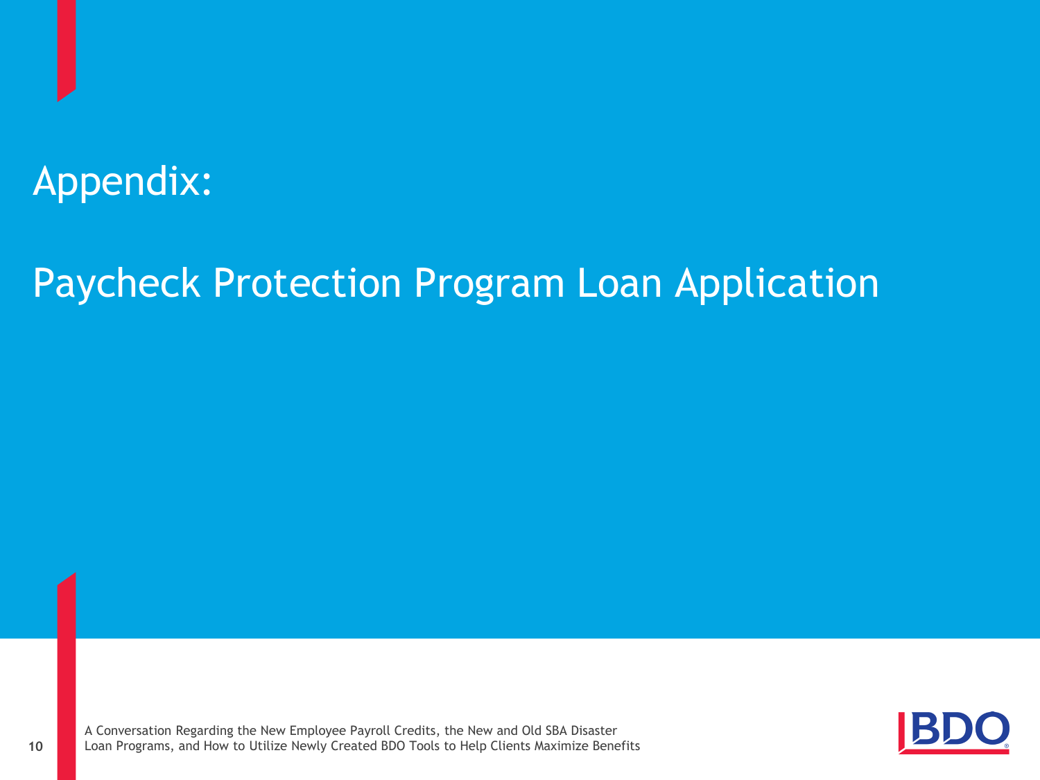# Appendix:

# Paycheck Protection Program Loan Application